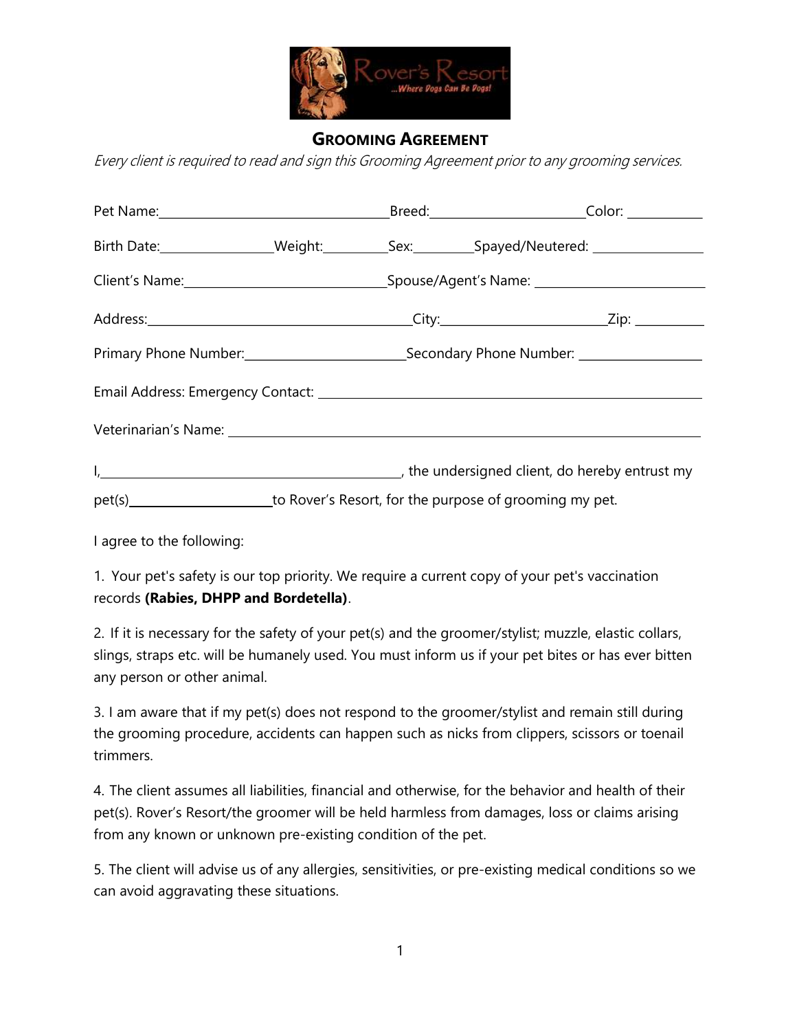## GROOMING AGREEMENT

*Every client is required to read and sign this Grooming Agreement prior to any grooming services.*

Pet Name:\_\_\_\_\_\_\_\_\_\_\_\_\_\_\_\_\_\_\_\_\_\_\_\_\_\_\_\_\_\_ Breed:\_\_\_\_\_\_\_\_\_\_\_\_\_\_\_\_\_\_\_\_ Color: \_\_\_\_\_\_\_\_\_\_

Birth Date:\_\_\_\_\_\_\_\_\_\_\_\_\_\_\_ Weight:\_\_\_\_\_\_\_\_\_ Sex:\_\_\_\_\_\_\_\_ Spayed/Neutered: \_\_\_\_\_\_\_\_\_\_\_\_\_\_\_

Client's Name:\_\_\_\_\_\_\_\_\_\_\_\_\_\_\_\_\_\_\_\_\_\_\_\_\_\_\_ Spouse/Agent's Name: \_\_\_\_\_\_\_\_\_\_\_\_\_\_\_\_\_\_\_\_\_\_\_

Address:\_\_\_\_\_\_\_\_\_\_\_\_\_\_\_\_\_\_\_\_\_\_\_\_\_\_\_\_\_\_\_\_\_\_\_\_ City:\_\_\_\_\_\_\_\_\_\_\_\_\_\_\_\_\_\_\_\_\_\_ Zip: \_\_\_\_\_\_\_\_\_\_

Primary Phone Number:\_\_\_\_\_\_\_\_\_\_\_\_\_\_\_\_\_\_\_\_\_ Secondary Phone Number: \_\_\_\_\_\_\_\_\_\_\_\_\_\_\_\_\_

Email Address: Emergency Contact: \_\_\_\_\_\_\_\_\_\_\_\_\_\_\_\_\_\_\_\_\_\_\_\_\_\_\_\_\_\_\_\_\_\_\_\_\_\_\_\_\_\_\_\_\_\_\_\_

Veterinarian's Name: \_\_\_\_\_\_\_\_\_\_\_\_\_\_\_\_\_\_\_\_\_\_\_\_\_\_\_\_\_\_\_\_\_\_\_\_\_\_\_\_\_\_\_\_\_\_\_\_\_\_\_\_\_\_\_\_\_\_\_\_

I,\_\_\_\_\_\_\_\_\_\_\_\_\_\_\_\_\_\_\_\_\_\_\_\_\_\_\_\_\_\_\_\_\_\_\_\_\_\_\_\_\_, the undersigned client, do hereby entrust my pet(s)\_\_\_\_\_\_\_\_\_\_\_\_\_\_\_\_\_\_\_\_ to Rover's Resort, for the purpose of grooming my pet.

I agree to the following:

1. Your pet's safety is our top priority. We require a current copy of your pet's vaccination records **(Rabies, DHPP and Bordetella)**.

2. If it is necessary for the safety of your pet(s) and the groomer/stylist; muzzle, elastic collars, slings, straps etc. will be humanely used. You must inform us if your pet bites or has ever bitten any person or other animal.

3. I am aware that if my pet(s) does not respond to the groomer/stylist and remain still during the grooming procedure, accidents can happen such as nicks from clippers, scissors or toenail trimmers.

4. The client assumes all liabilities, financial and otherwise, for the behavior and health of their pet(s). Rover's Resort/the groomer will be held harmless from damages, loss or claims arising from any known or unknown pre-existing condition of the pet.

5. The client will advise us of any allergies, sensitivities, or pre-existing medical conditions so we can avoid aggravating these situations.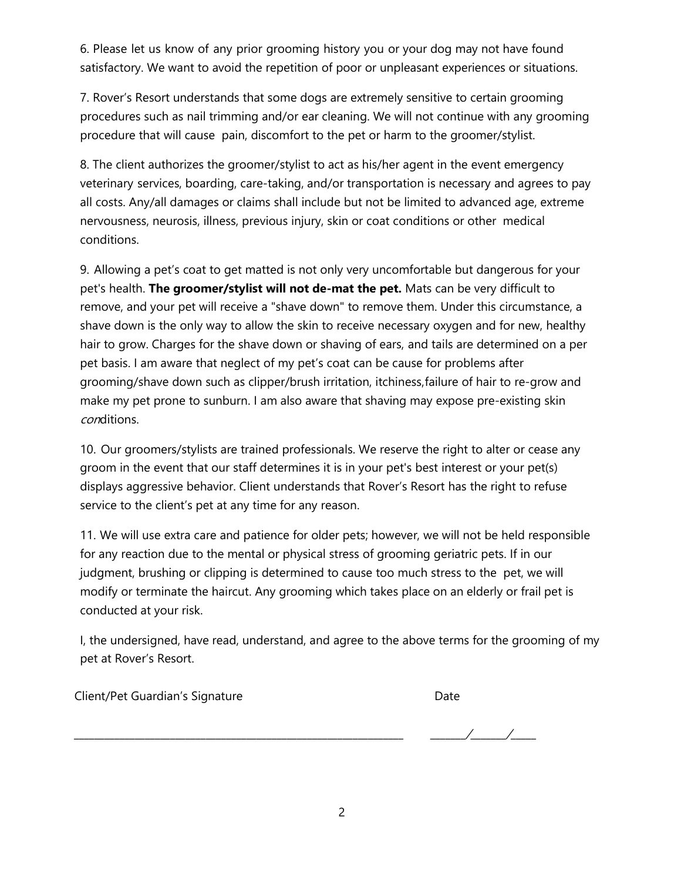6. Please let us know of any prior grooming history you or your dog may not have found satisfactory. We want to avoid the repetition of poor or unpleasant experiences or situations.

7. Rover's Resort understands that some dogs are extremely sensitive to certain grooming procedures such as nail trimming and/or ear cleaning. We will not continue with any grooming procedure that will cause pain, discomfort to the pet or harm to the groomer/stylist.

8. The client authorizes the groomer/stylist to act as his/her agent in the event emergency veterinary services, boarding, care-taking, and/or transportation is necessary and agrees to pay all costs. Any/all damages or claims shall include but not be limited to advanced age, extreme nervousness, neurosis, illness, previous injury, skin or coat conditions or other medical conditions.

9. Allowing a pet's coat to get matted is not only very uncomfortable but dangerous for your pet's health. **The groomer/stylist will not de-mat the pet.** Mats can be very difficult to remove, and your pet will receive a "shave down" to remove them. Under this circumstance, a shave down is the only way to allow the skin to receive necessary oxygen and for new, healthy hair to grow. Charges for the shave down or shaving of ears, and tails are determined on a per pet basis. I am aware that neglect of my pet's coat can be cause for problems after grooming/shave down such as clipper/brush irritation, itchiness,failure of hair to re-grow and make my pet prone to sunburn. I am also aware that shaving may expose pre-existing skin *con*ditions.

10. Our groomers/stylists are trained professionals. We reserve the right to alter or cease any groom in the event that our staff determines it is in your pet's best interest or your pet(s) displays aggressive behavior. Client understands that Rover's Resort has the right to refuse service to the client's pet at any time for any reason.

11. We will use extra care and patience for older pets; however, we will not be held responsible for any reaction due to the mental or physical stress of grooming geriatric pets. If in our judgment, brushing or clipping is determined to cause too much stress to the pet, we will modify or terminate the haircut. Any grooming which takes place on an elderly or frail pet is conducted at your risk.

I, the undersigned, have read, understand, and agree to the above terms for the grooming of my pet at Rover's Resort.

Client/Pet Guardian's Signature                                        Date

_____________________________________________        ______/______/_____